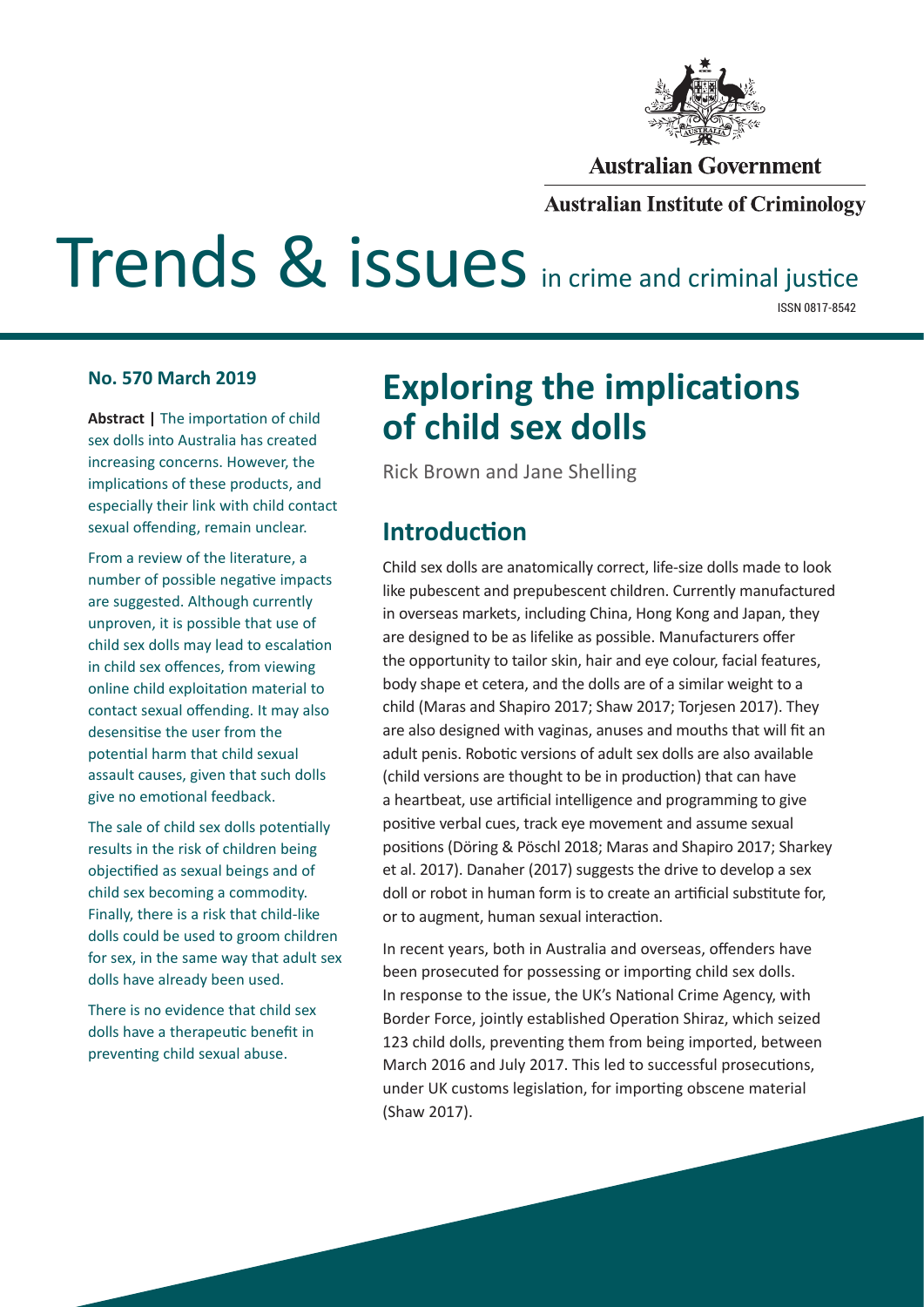Australian Government

Australian Institute of Criminology

# Trends & issues in crime and criminal justice

ISSN 0817-8542

**No. 570 March 2019**

**Abstract |** The importation of child sex dolls into Australia has created increasing concerns. However, the implications of these products, and especially their link with child contact sexual offending, remain unclear.

From a review of the literature, a number of possible negative impacts are suggested. Although currently unproven, it is possible that use of child sex dolls may lead to escalation in child sex offences, from viewing online child exploitation material to contact sexual offending. It may also desensitise the user from the potential harm that child sexual assault causes, given that such dolls give no emotional feedback.

The sale of child sex dolls potentially results in the risk of children being objectified as sexual beings and of child sex becoming a commodity. Finally, there is a risk that child-like dolls could be used to groom children for sex, in the same way that adult sex dolls have already been used.

There is no evidence that child sex dolls have a therapeutic benefit in preventing child sexual abuse.

# Exploring the implications of child sex dolls

Rick Brown and Jane Shelling

## Introduction

Child sex dolls are anatomically correct, life-size dolls made to look like pubescent and prepubescent children. Currently manufactured in overseas markets, including China, Hong Kong and Japan, they are designed to be as lifelike as possible. Manufacturers offer the opportunity to tailor skin, hair and eye colour, facial features, body shape et cetera, and the dolls are of a similar weight to a child (Maras and Shapiro 2017; Shaw 2017; Torjesen 2017). They are also designed with vaginas, anuses and mouths that will fit an adult penis. Robotic versions of adult sex dolls are also available (child versions are thought to be in production) that can have a heartbeat, use artificial intelligence and programming to give positive verbal cues, track eye movement and assume sexual positions (Döring & Pöschl 2018; Maras and Shapiro 2017; Sharkey et al. 2017). Danaher (2017) suggests the drive to develop a sex doll or robot in human form is to create an artificial substitute for, or to augment, human sexual interaction.

In recent years, both in Australia and overseas, offenders have been prosecuted for possessing or importing child sex dolls. In response to the issue, the UK's National Crime Agency, with Border Force, jointly established Operation Shiraz, which seized 123 child dolls, preventing them from being imported, between March 2016 and July 2017. This led to successful prosecutions, under UK customs legislation, for importing obscene material (Shaw 2017).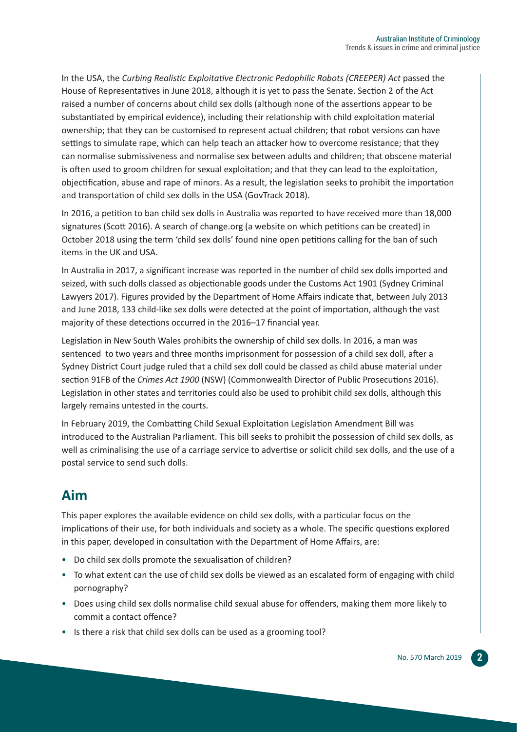In the USA, the *Curbing Realistic Exploitative Electronic Pedophilic Robots (CREEPER) Act* passed the House of Representatives in June 2018, although it is yet to pass the Senate. Section 2 of the Act raised a number of concerns about child sex dolls (although none of the assertions appear to be substantiated by empirical evidence), including their relationship with child exploitation material ownership; that they can be customised to represent actual children; that robot versions can have settings to simulate rape, which can help teach an attacker how to overcome resistance; that they can normalise submissiveness and normalise sex between adults and children; that obscene material is often used to groom children for sexual exploitation; and that they can lead to the exploitation, objectification, abuse and rape of minors. As a result, the legislation seeks to prohibit the importation and transportation of child sex dolls in the USA (GovTrack 2018).

In 2016, a petition to ban child sex dolls in Australia was reported to have received more than 18,000 signatures (Scott 2016). A search of change.org (a website on which petitions can be created) in October 2018 using the term 'child sex dolls' found nine open petitions calling for the ban of such items in the UK and USA.

In Australia in 2017, a significant increase was reported in the number of child sex dolls imported and seized, with such dolls classed as objectionable goods under the Customs Act 1901 (Sydney Criminal Lawyers 2017). Figures provided by the Department of Home Affairs indicate that, between July 2013 and June 2018, 133 child-like sex dolls were detected at the point of importation, although the vast majority of these detections occurred in the 2016–17 financial year.

Legislation in New South Wales prohibits the ownership of child sex dolls. In 2016, a man was sentenced to two years and three months imprisonment for possession of a child sex doll, after a Sydney District Court judge ruled that a child sex doll could be classed as child abuse material under section 91FB of the *Crimes Act 1900* (NSW) (Commonwealth Director of Public Prosecutions 2016). Legislation in other states and territories could also be used to prohibit child sex dolls, although this largely remains untested in the courts.

In February 2019, the Combatting Child Sexual Exploitation Legislation Amendment Bill was introduced to the Australian Parliament. This bill seeks to prohibit the possession of child sex dolls, as well as criminalising the use of a carriage service to advertise or solicit child sex dolls, and the use of a postal service to send such dolls.

## Aim

This paper explores the available evidence on child sex dolls, with a particular focus on the implications of their use, for both individuals and society as a whole. The specific questions explored in this paper, developed in consultation with the Department of Home Affairs, are:

- Do child sex dolls promote the sexualisation of children?
- To what extent can the use of child sex dolls be viewed as an escalated form of engaging with child pornography?
- Does using child sex dolls normalise child sexual abuse for offenders, making them more likely to commit a contact offence?
- Is there a risk that child sex dolls can be used as a grooming tool?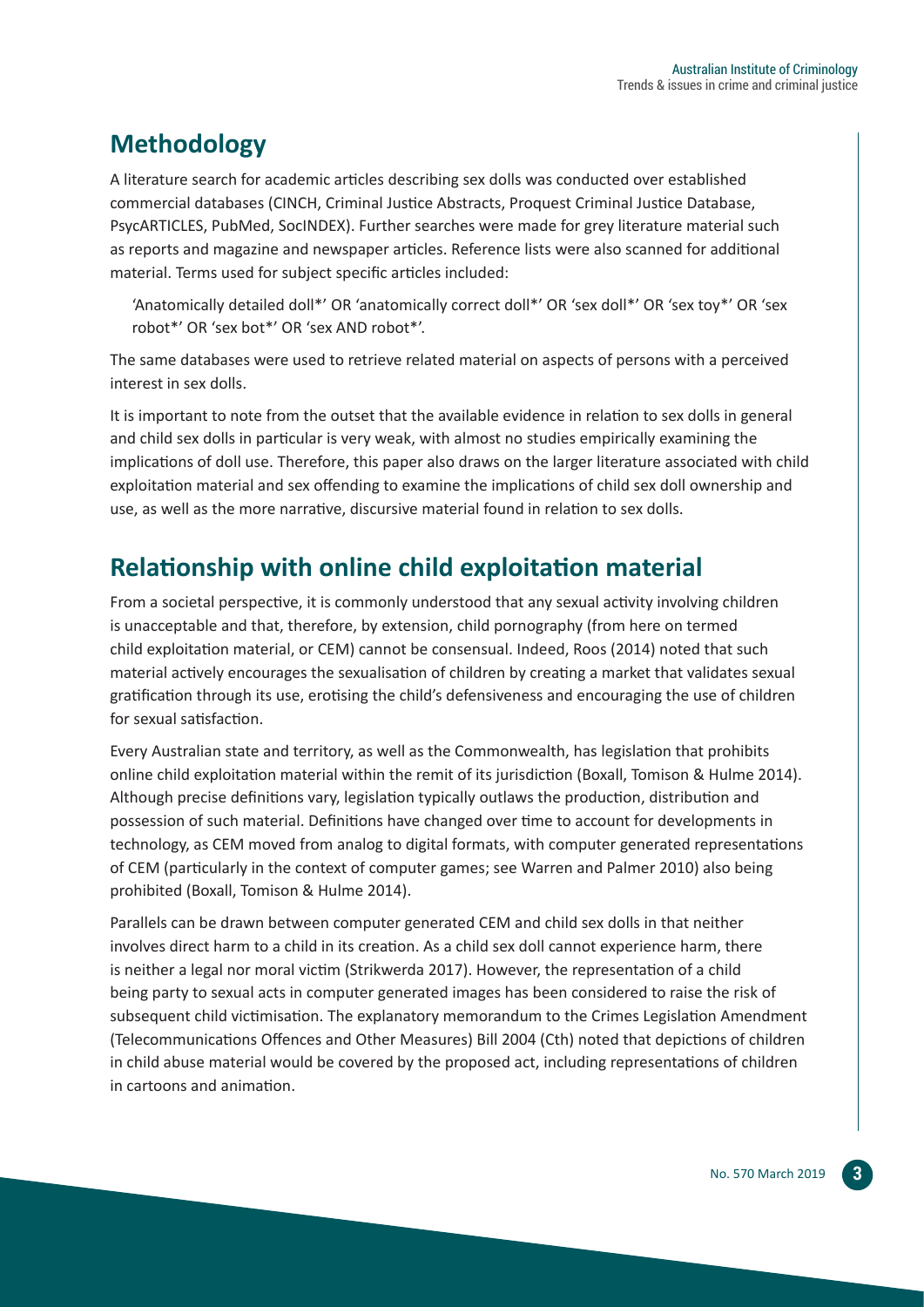## Methodology

A literature search for academic articles describing sex dolls was conducted over established commercial databases (CINCH, Criminal Justice Abstracts, Proquest Criminal Justice Database, PsycARTICLES, PubMed, SocINDEX). Further searches were made for grey literature material such as reports and magazine and newspaper articles. Reference lists were also scanned for additional material. Terms used for subject specific articles included:

> 'Anatomically detailed doll*' OR 'anatomically correct doll*' OR 'sex doll*' OR 'sex toy*' OR 'sex robot*' OR 'sex bot*' OR 'sex AND robot*'.

The same databases were used to retrieve related material on aspects of persons with a perceived interest in sex dolls.

It is important to note from the outset that the available evidence in relation to sex dolls in general and child sex dolls in particular is very weak, with almost no studies empirically examining the implications of doll use. Therefore, this paper also draws on the larger literature associated with child exploitation material and sex offending to examine the implications of child sex doll ownership and use, as well as the more narrative, discursive material found in relation to sex dolls.

## Relationship with online child exploitation material

From a societal perspective, it is commonly understood that any sexual activity involving children is unacceptable and that, therefore, by extension, child pornography (from here on termed child exploitation material, or CEM) cannot be consensual. Indeed, Roos (2014) noted that such material actively encourages the sexualisation of children by creating a market that validates sexual gratification through its use, erotising the child's defensiveness and encouraging the use of children for sexual satisfaction.

Every Australian state and territory, as well as the Commonwealth, has legislation that prohibits online child exploitation material within the remit of its jurisdiction (Boxall, Tomison & Hulme 2014). Although precise definitions vary, legislation typically outlaws the production, distribution and possession of such material. Definitions have changed over time to account for developments in technology, as CEM moved from analog to digital formats, with computer generated representations of CEM (particularly in the context of computer games; see Warren and Palmer 2010) also being prohibited (Boxall, Tomison & Hulme 2014).

Parallels can be drawn between computer generated CEM and child sex dolls in that neither involves direct harm to a child in its creation. As a child sex doll cannot experience harm, there is neither a legal nor moral victim (Strikwerda 2017). However, the representation of a child being party to sexual acts in computer generated images has been considered to raise the risk of subsequent child victimisation. The explanatory memorandum to the Crimes Legislation Amendment (Telecommunications Offences and Other Measures) Bill 2004 (Cth) noted that depictions of children in child abuse material would be covered by the proposed act, including representations of children in cartoons and animation.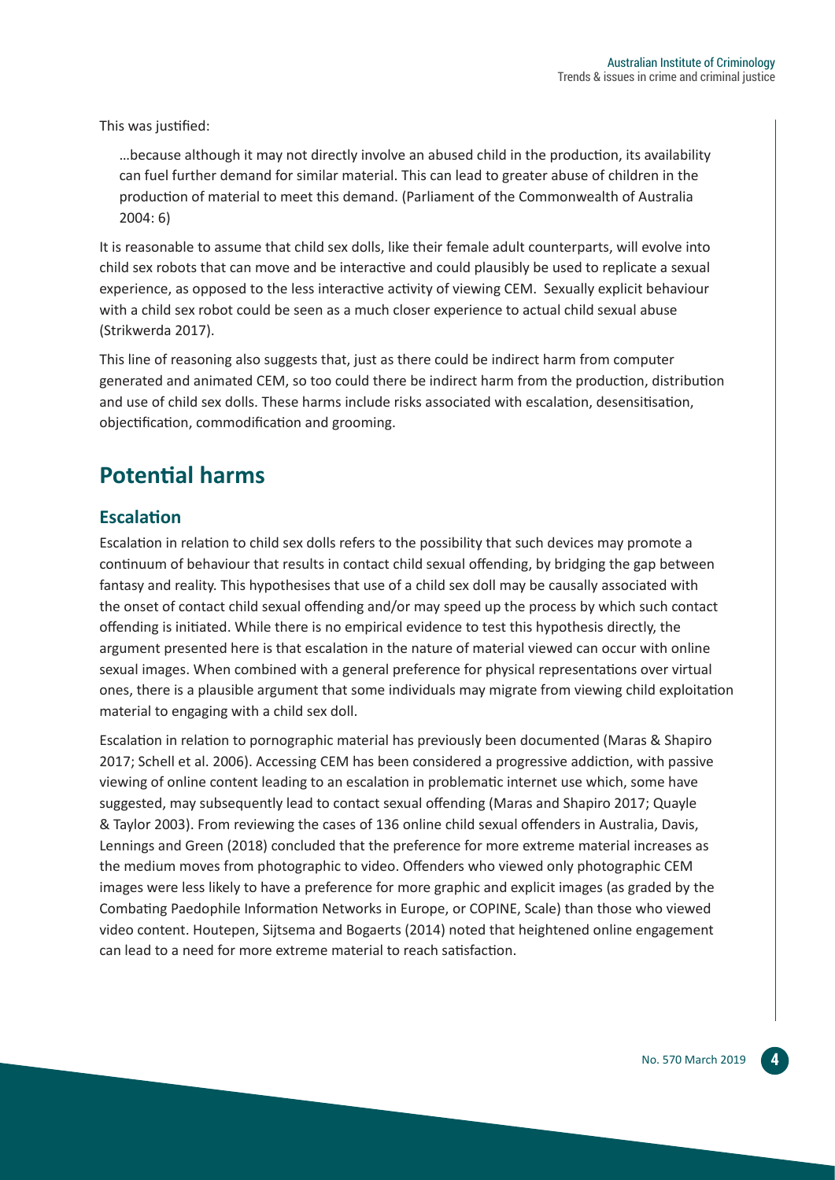This was justified:

> …because although it may not directly involve an abused child in the production, its availability can fuel further demand for similar material. This can lead to greater abuse of children in the production of material to meet this demand. (Parliament of the Commonwealth of Australia 2004: 6)

It is reasonable to assume that child sex dolls, like their female adult counterparts, will evolve into child sex robots that can move and be interactive and could plausibly be used to replicate a sexual experience, as opposed to the less interactive activity of viewing CEM. Sexually explicit behaviour with a child sex robot could be seen as a much closer experience to actual child sexual abuse (Strikwerda 2017).

This line of reasoning also suggests that, just as there could be indirect harm from computer generated and animated CEM, so too could there be indirect harm from the production, distribution and use of child sex dolls. These harms include risks associated with escalation, desensitisation, objectification, commodification and grooming.

## Potential harms

### Escalation

Escalation in relation to child sex dolls refers to the possibility that such devices may promote a continuum of behaviour that results in contact child sexual offending, by bridging the gap between fantasy and reality. This hypothesises that use of a child sex doll may be causally associated with the onset of contact child sexual offending and/or may speed up the process by which such contact offending is initiated. While there is no empirical evidence to test this hypothesis directly, the argument presented here is that escalation in the nature of material viewed can occur with online sexual images. When combined with a general preference for physical representations over virtual ones, there is a plausible argument that some individuals may migrate from viewing child exploitation material to engaging with a child sex doll.

Escalation in relation to pornographic material has previously been documented (Maras & Shapiro 2017; Schell et al. 2006). Accessing CEM has been considered a progressive addiction, with passive viewing of online content leading to an escalation in problematic internet use which, some have suggested, may subsequently lead to contact sexual offending (Maras and Shapiro 2017; Quayle & Taylor 2003). From reviewing the cases of 136 online child sexual offenders in Australia, Davis, Lennings and Green (2018) concluded that the preference for more extreme material increases as the medium moves from photographic to video. Offenders who viewed only photographic CEM images were less likely to have a preference for more graphic and explicit images (as graded by the Combating Paedophile Information Networks in Europe, or COPINE, Scale) than those who viewed video content. Houtepen, Sijtsema and Bogaerts (2014) noted that heightened online engagement can lead to a need for more extreme material to reach satisfaction.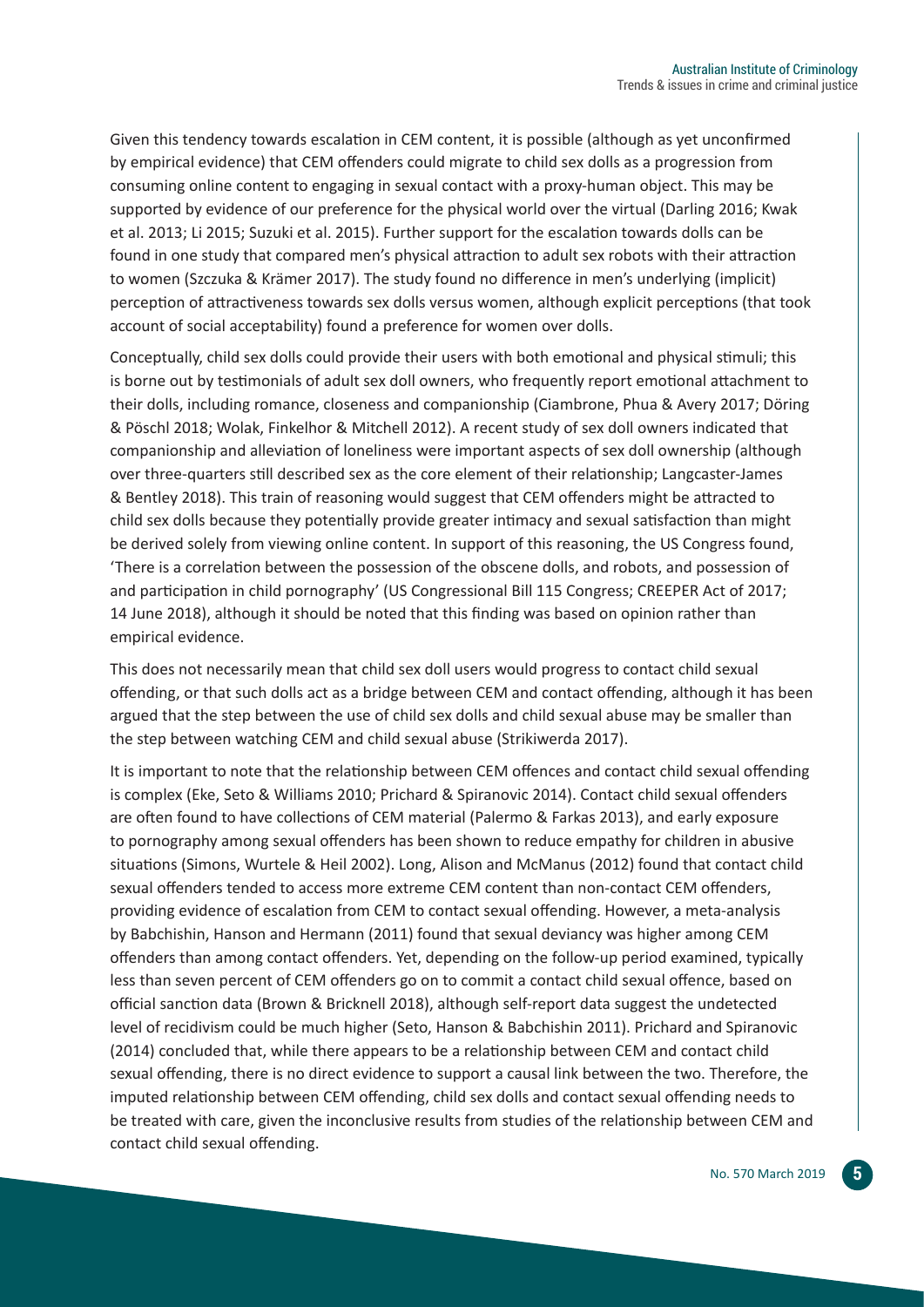Given this tendency towards escalation in CEM content, it is possible (although as yet unconfirmed by empirical evidence) that CEM offenders could migrate to child sex dolls as a progression from consuming online content to engaging in sexual contact with a proxy-human object. This may be supported by evidence of our preference for the physical world over the virtual (Darling 2016; Kwak et al. 2013; Li 2015; Suzuki et al. 2015). Further support for the escalation towards dolls can be found in one study that compared men's physical attraction to adult sex robots with their attraction to women (Szczuka & Krämer 2017). The study found no difference in men's underlying (implicit) perception of attractiveness towards sex dolls versus women, although explicit perceptions (that took account of social acceptability) found a preference for women over dolls.

Conceptually, child sex dolls could provide their users with both emotional and physical stimuli; this is borne out by testimonials of adult sex doll owners, who frequently report emotional attachment to their dolls, including romance, closeness and companionship (Ciambrone, Phua & Avery 2017; Döring & Pöschl 2018; Wolak, Finkelhor & Mitchell 2012). A recent study of sex doll owners indicated that companionship and alleviation of loneliness were important aspects of sex doll ownership (although over three-quarters still described sex as the core element of their relationship; Langcaster-James & Bentley 2018). This train of reasoning would suggest that CEM offenders might be attracted to child sex dolls because they potentially provide greater intimacy and sexual satisfaction than might be derived solely from viewing online content. In support of this reasoning, the US Congress found, 'There is a correlation between the possession of the obscene dolls, and robots, and possession of and participation in child pornography' (US Congressional Bill 115 Congress; CREEPER Act of 2017; 14 June 2018), although it should be noted that this finding was based on opinion rather than empirical evidence.

This does not necessarily mean that child sex doll users would progress to contact child sexual offending, or that such dolls act as a bridge between CEM and contact offending, although it has been argued that the step between the use of child sex dolls and child sexual abuse may be smaller than the step between watching CEM and child sexual abuse (Strikiwerda 2017).

It is important to note that the relationship between CEM offences and contact child sexual offending is complex (Eke, Seto & Williams 2010; Prichard & Spiranovic 2014). Contact child sexual offenders are often found to have collections of CEM material (Palermo & Farkas 2013), and early exposure to pornography among sexual offenders has been shown to reduce empathy for children in abusive situations (Simons, Wurtele & Heil 2002). Long, Alison and McManus (2012) found that contact child sexual offenders tended to access more extreme CEM content than non-contact CEM offenders, providing evidence of escalation from CEM to contact sexual offending. However, a meta-analysis by Babchishin, Hanson and Hermann (2011) found that sexual deviancy was higher among CEM offenders than among contact offenders. Yet, depending on the follow-up period examined, typically less than seven percent of CEM offenders go on to commit a contact child sexual offence, based on official sanction data (Brown & Bricknell 2018), although self-report data suggest the undetected level of recidivism could be much higher (Seto, Hanson & Babchishin 2011). Prichard and Spiranovic (2014) concluded that, while there appears to be a relationship between CEM and contact child sexual offending, there is no direct evidence to support a causal link between the two. Therefore, the imputed relationship between CEM offending, child sex dolls and contact sexual offending needs to be treated with care, given the inconclusive results from studies of the relationship between CEM and contact child sexual offending.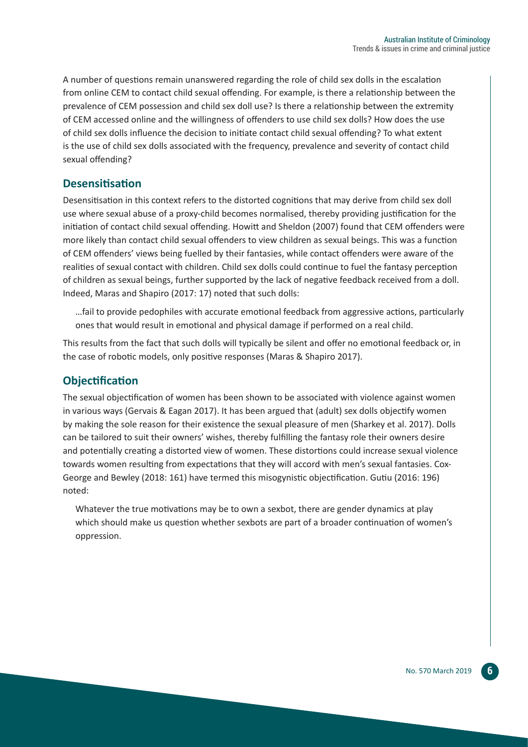A number of questions remain unanswered regarding the role of child sex dolls in the escalation from online CEM to contact child sexual offending. For example, is there a relationship between the prevalence of CEM possession and child sex doll use? Is there a relationship between the extremity of CEM accessed online and the willingness of offenders to use child sex dolls? How does the use of child sex dolls influence the decision to initiate contact child sexual offending? To what extent is the use of child sex dolls associated with the frequency, prevalence and severity of contact child sexual offending?

## Desensitisation

Desensitisation in this context refers to the distorted cognitions that may derive from child sex doll use where sexual abuse of a proxy-child becomes normalised, thereby providing justification for the initiation of contact child sexual offending. Howitt and Sheldon (2007) found that CEM offenders were more likely than contact child sexual offenders to view children as sexual beings. This was a function of CEM offenders' views being fuelled by their fantasies, while contact offenders were aware of the realities of sexual contact with children. Child sex dolls could continue to fuel the fantasy perception of children as sexual beings, further supported by the lack of negative feedback received from a doll. Indeed, Maras and Shapiro (2017: 17) noted that such dolls:

> …fail to provide pedophiles with accurate emotional feedback from aggressive actions, particularly ones that would result in emotional and physical damage if performed on a real child.

This results from the fact that such dolls will typically be silent and offer no emotional feedback or, in the case of robotic models, only positive responses (Maras & Shapiro 2017).

## Objectification

The sexual objectification of women has been shown to be associated with violence against women in various ways (Gervais & Eagan 2017). It has been argued that (adult) sex dolls objectify women by making the sole reason for their existence the sexual pleasure of men (Sharkey et al. 2017). Dolls can be tailored to suit their owners' wishes, thereby fulfilling the fantasy role their owners desire and potentially creating a distorted view of women. These distortions could increase sexual violence towards women resulting from expectations that they will accord with men's sexual fantasies. Cox-George and Bewley (2018: 161) have termed this misogynistic objectification. Gutiu (2016: 196) noted:

> Whatever the true motivations may be to own a sexbot, there are gender dynamics at play which should make us question whether sexbots are part of a broader continuation of women's oppression.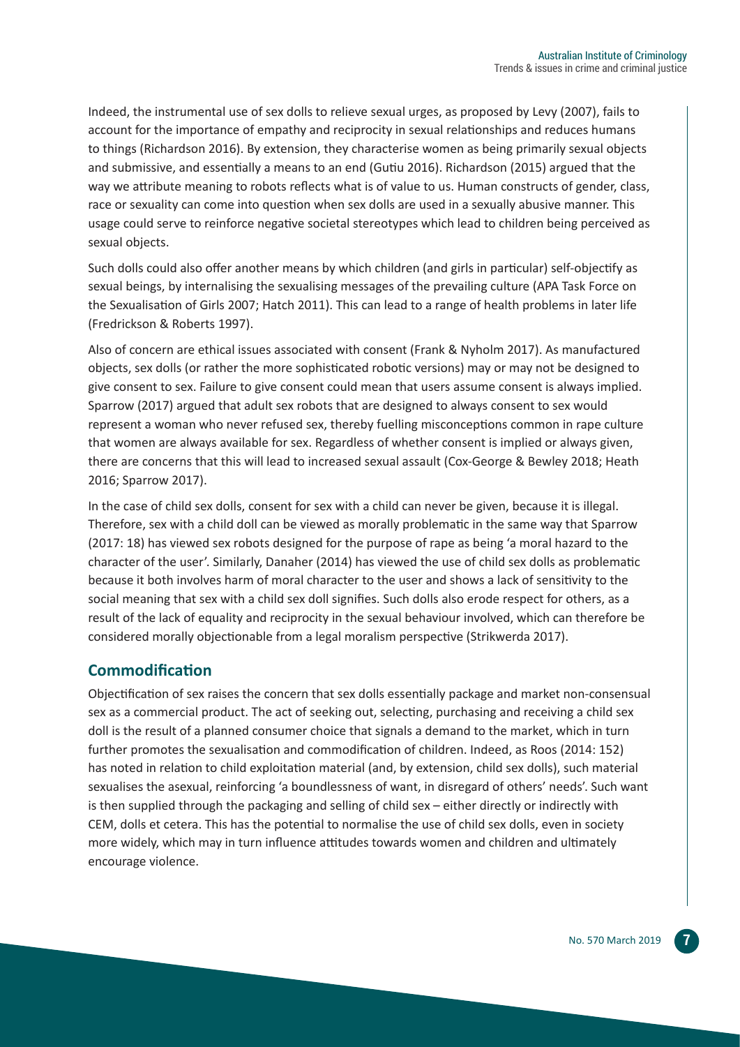Indeed, the instrumental use of sex dolls to relieve sexual urges, as proposed by Levy (2007), fails to account for the importance of empathy and reciprocity in sexual relationships and reduces humans to things (Richardson 2016). By extension, they characterise women as being primarily sexual objects and submissive, and essentially a means to an end (Gutiu 2016). Richardson (2015) argued that the way we attribute meaning to robots reflects what is of value to us. Human constructs of gender, class, race or sexuality can come into question when sex dolls are used in a sexually abusive manner. This usage could serve to reinforce negative societal stereotypes which lead to children being perceived as sexual objects.

Such dolls could also offer another means by which children (and girls in particular) self-objectify as sexual beings, by internalising the sexualising messages of the prevailing culture (APA Task Force on the Sexualisation of Girls 2007; Hatch 2011). This can lead to a range of health problems in later life (Fredrickson & Roberts 1997).

Also of concern are ethical issues associated with consent (Frank & Nyholm 2017). As manufactured objects, sex dolls (or rather the more sophisticated robotic versions) may or may not be designed to give consent to sex. Failure to give consent could mean that users assume consent is always implied. Sparrow (2017) argued that adult sex robots that are designed to always consent to sex would represent a woman who never refused sex, thereby fuelling misconceptions common in rape culture that women are always available for sex. Regardless of whether consent is implied or always given, there are concerns that this will lead to increased sexual assault (Cox-George & Bewley 2018; Heath 2016; Sparrow 2017).

In the case of child sex dolls, consent for sex with a child can never be given, because it is illegal. Therefore, sex with a child doll can be viewed as morally problematic in the same way that Sparrow (2017: 18) has viewed sex robots designed for the purpose of rape as being 'a moral hazard to the character of the user'. Similarly, Danaher (2014) has viewed the use of child sex dolls as problematic because it both involves harm of moral character to the user and shows a lack of sensitivity to the social meaning that sex with a child sex doll signifies. Such dolls also erode respect for others, as a result of the lack of equality and reciprocity in the sexual behaviour involved, which can therefore be considered morally objectionable from a legal moralism perspective (Strikwerda 2017).

## Commodification

Objectification of sex raises the concern that sex dolls essentially package and market non-consensual sex as a commercial product. The act of seeking out, selecting, purchasing and receiving a child sex doll is the result of a planned consumer choice that signals a demand to the market, which in turn further promotes the sexualisation and commodification of children. Indeed, as Roos (2014: 152) has noted in relation to child exploitation material (and, by extension, child sex dolls), such material sexualises the asexual, reinforcing 'a boundlessness of want, in disregard of others' needs'. Such want is then supplied through the packaging and selling of child sex – either directly or indirectly with CEM, dolls et cetera. This has the potential to normalise the use of child sex dolls, even in society more widely, which may in turn influence attitudes towards women and children and ultimately encourage violence.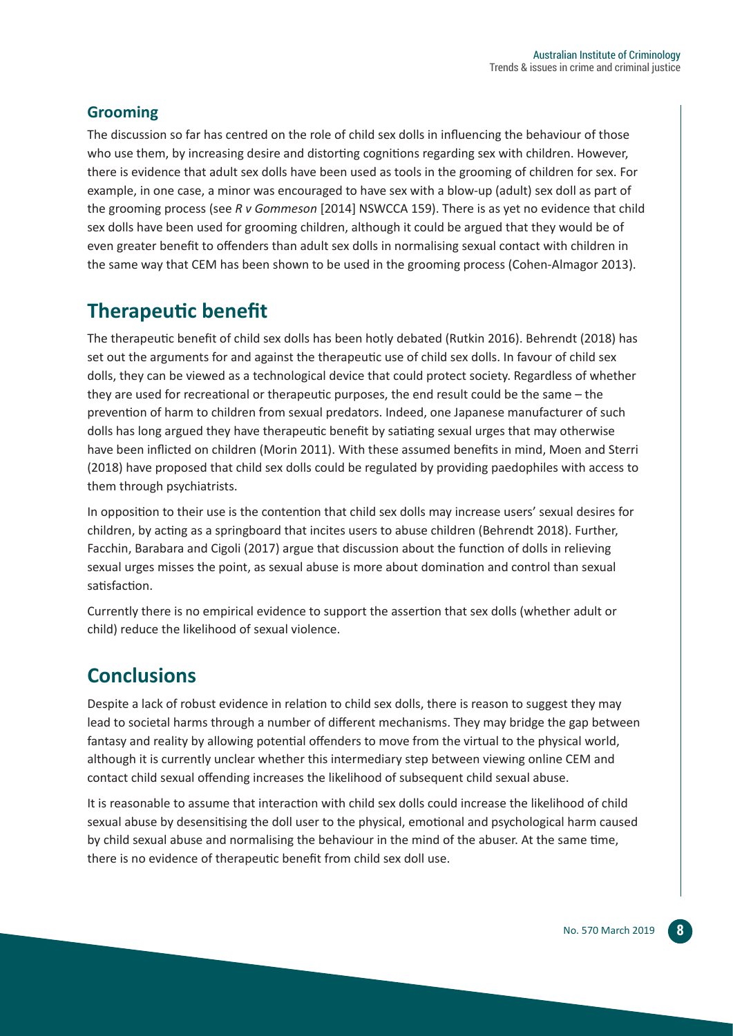### Grooming

The discussion so far has centred on the role of child sex dolls in influencing the behaviour of those who use them, by increasing desire and distorting cognitions regarding sex with children. However, there is evidence that adult sex dolls have been used as tools in the grooming of children for sex. For example, in one case, a minor was encouraged to have sex with a blow-up (adult) sex doll as part of the grooming process (see *R v Gommeson* [2014] NSWCCA 159). There is as yet no evidence that child sex dolls have been used for grooming children, although it could be argued that they would be of even greater benefit to offenders than adult sex dolls in normalising sexual contact with children in the same way that CEM has been shown to be used in the grooming process (Cohen-Almagor 2013).

## Therapeutic benefit

The therapeutic benefit of child sex dolls has been hotly debated (Rutkin 2016). Behrendt (2018) has set out the arguments for and against the therapeutic use of child sex dolls. In favour of child sex dolls, they can be viewed as a technological device that could protect society. Regardless of whether they are used for recreational or therapeutic purposes, the end result could be the same – the prevention of harm to children from sexual predators. Indeed, one Japanese manufacturer of such dolls has long argued they have therapeutic benefit by satiating sexual urges that may otherwise have been inflicted on children (Morin 2011). With these assumed benefits in mind, Moen and Sterri (2018) have proposed that child sex dolls could be regulated by providing paedophiles with access to them through psychiatrists.

In opposition to their use is the contention that child sex dolls may increase users' sexual desires for children, by acting as a springboard that incites users to abuse children (Behrendt 2018). Further, Facchin, Barabara and Cigoli (2017) argue that discussion about the function of dolls in relieving sexual urges misses the point, as sexual abuse is more about domination and control than sexual satisfaction.

Currently there is no empirical evidence to support the assertion that sex dolls (whether adult or child) reduce the likelihood of sexual violence.

## Conclusions

Despite a lack of robust evidence in relation to child sex dolls, there is reason to suggest they may lead to societal harms through a number of different mechanisms. They may bridge the gap between fantasy and reality by allowing potential offenders to move from the virtual to the physical world, although it is currently unclear whether this intermediary step between viewing online CEM and contact child sexual offending increases the likelihood of subsequent child sexual abuse.

It is reasonable to assume that interaction with child sex dolls could increase the likelihood of child sexual abuse by desensitising the doll user to the physical, emotional and psychological harm caused by child sexual abuse and normalising the behaviour in the mind of the abuser. At the same time, there is no evidence of therapeutic benefit from child sex doll use.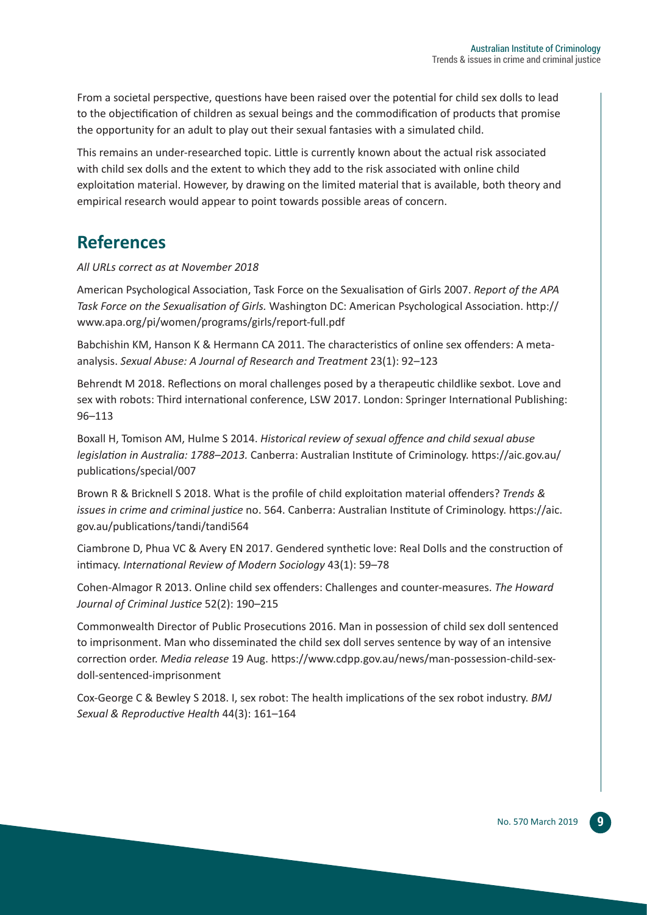From a societal perspective, questions have been raised over the potential for child sex dolls to lead to the objectification of children as sexual beings and the commodification of products that promise the opportunity for an adult to play out their sexual fantasies with a simulated child.

This remains an under-researched topic. Little is currently known about the actual risk associated with child sex dolls and the extent to which they add to the risk associated with online child exploitation material. However, by drawing on the limited material that is available, both theory and empirical research would appear to point towards possible areas of concern.

## References

*All URLs correct as at November 2018*

American Psychological Association, Task Force on the Sexualisation of Girls 2007. *Report of the APA Task Force on the Sexualisation of Girls.* Washington DC: American Psychological Association. http://www.apa.org/pi/women/programs/girls/report-full.pdf

Babchishin KM, Hanson K & Hermann CA 2011. The characteristics of online sex offenders: A meta-analysis. *Sexual Abuse: A Journal of Research and Treatment* 23(1): 92–123

Behrendt M 2018. Reflections on moral challenges posed by a therapeutic childlike sexbot. Love and sex with robots: Third international conference, LSW 2017. London: Springer International Publishing: 96–113

Boxall H, Tomison AM, Hulme S 2014. *Historical review of sexual offence and child sexual abuse legislation in Australia: 1788–2013.* Canberra: Australian Institute of Criminology. https://aic.gov.au/publications/special/007

Brown R & Bricknell S 2018. What is the profile of child exploitation material offenders? *Trends & issues in crime and criminal justice* no. 564. Canberra: Australian Institute of Criminology. https://aic.gov.au/publications/tandi/tandi564

Ciambrone D, Phua VC & Avery EN 2017. Gendered synthetic love: Real Dolls and the construction of intimacy. *International Review of Modern Sociology* 43(1): 59–78

Cohen-Almagor R 2013. Online child sex offenders: Challenges and counter-measures. *The Howard Journal of Criminal Justice* 52(2): 190–215

Commonwealth Director of Public Prosecutions 2016. Man in possession of child sex doll sentenced to imprisonment. Man who disseminated the child sex doll serves sentence by way of an intensive correction order. *Media release* 19 Aug. https://www.cdpp.gov.au/news/man-possession-child-sex-doll-sentenced-imprisonment

Cox-George C & Bewley S 2018. I, sex robot: The health implications of the sex robot industry. *BMJ Sexual & Reproductive Health* 44(3): 161–164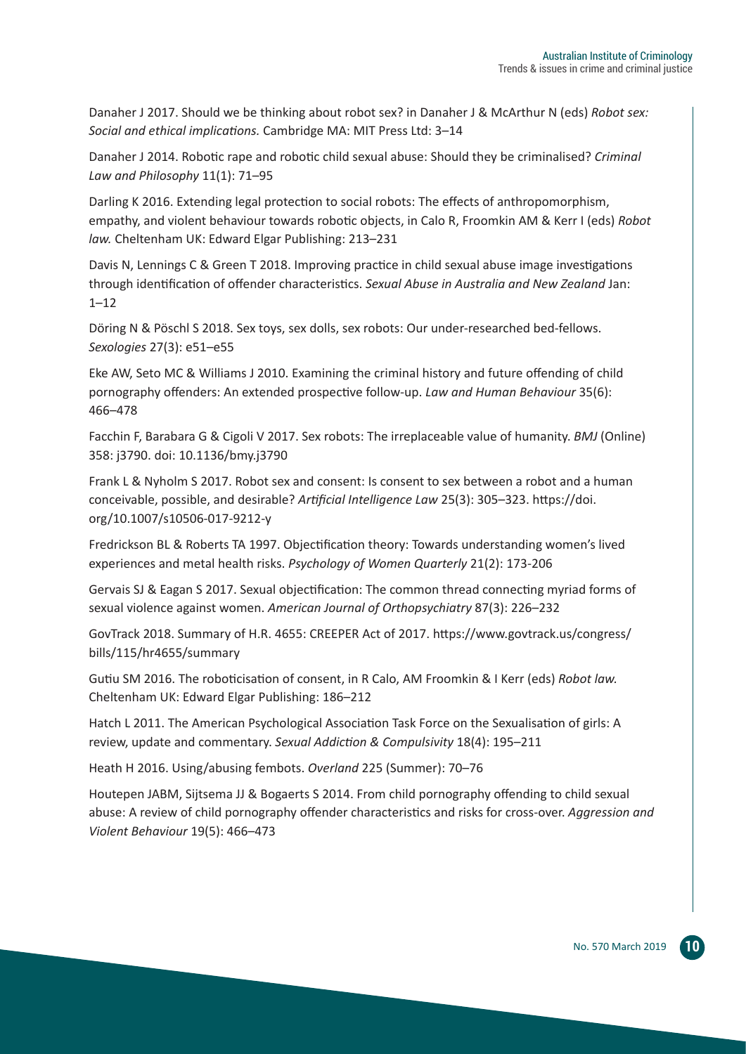Danaher J 2017. Should we be thinking about robot sex? in Danaher J & McArthur N (eds) *Robot sex: Social and ethical implications.* Cambridge MA: MIT Press Ltd: 3–14

Danaher J 2014. Robotic rape and robotic child sexual abuse: Should they be criminalised? *Criminal Law and Philosophy* 11(1): 71–95

Darling K 2016. Extending legal protection to social robots: The effects of anthropomorphism, empathy, and violent behaviour towards robotic objects, in Calo R, Froomkin AM & Kerr I (eds) *Robot law.* Cheltenham UK: Edward Elgar Publishing: 213–231

Davis N, Lennings C & Green T 2018. Improving practice in child sexual abuse image investigations through identification of offender characteristics. *Sexual Abuse in Australia and New Zealand* Jan: 1–12

Döring N & Pöschl S 2018. Sex toys, sex dolls, sex robots: Our under-researched bed-fellows. *Sexologies* 27(3): e51–e55

Eke AW, Seto MC & Williams J 2010. Examining the criminal history and future offending of child pornography offenders: An extended prospective follow-up. *Law and Human Behaviour* 35(6): 466–478

Facchin F, Barabara G & Cigoli V 2017. Sex robots: The irreplaceable value of humanity. *BMJ* (Online) 358: j3790. doi: 10.1136/bmy.j3790

Frank L & Nyholm S 2017. Robot sex and consent: Is consent to sex between a robot and a human conceivable, possible, and desirable? *Artificial Intelligence Law* 25(3): 305–323. https://doi.org/10.1007/s10506-017-9212-y

Fredrickson BL & Roberts TA 1997. Objectification theory: Towards understanding women's lived experiences and metal health risks. *Psychology of Women Quarterly* 21(2): 173-206

Gervais SJ & Eagan S 2017. Sexual objectification: The common thread connecting myriad forms of sexual violence against women. *American Journal of Orthopsychiatry* 87(3): 226–232

GovTrack 2018. Summary of H.R. 4655: CREEPER Act of 2017. https://www.govtrack.us/congress/bills/115/hr4655/summary

Gutiu SM 2016. The roboticisation of consent, in R Calo, AM Froomkin & I Kerr (eds) *Robot law.* Cheltenham UK: Edward Elgar Publishing: 186–212

Hatch L 2011. The American Psychological Association Task Force on the Sexualisation of girls: A review, update and commentary. *Sexual Addiction & Compulsivity* 18(4): 195–211

Heath H 2016. Using/abusing fembots. *Overland* 225 (Summer): 70–76

Houtepen JABM, Sijtsema JJ & Bogaerts S 2014. From child pornography offending to child sexual abuse: A review of child pornography offender characteristics and risks for cross-over. *Aggression and Violent Behaviour* 19(5): 466–473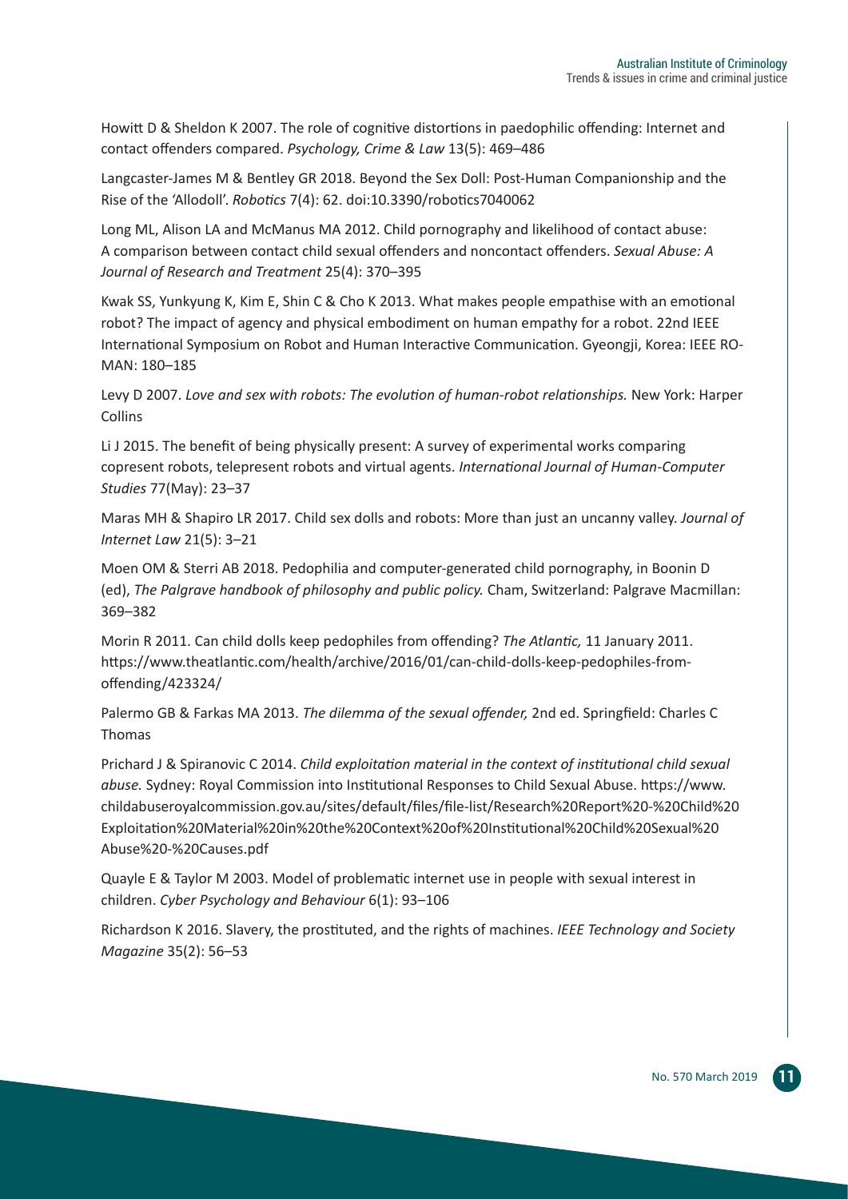Howitt D & Sheldon K 2007. The role of cognitive distortions in paedophilic offending: Internet and contact offenders compared. *Psychology, Crime & Law* 13(5): 469–486

Langcaster-James M & Bentley GR 2018. Beyond the Sex Doll: Post-Human Companionship and the Rise of the 'Allodoll'. *Robotics* 7(4): 62. doi:10.3390/robotics7040062

Long ML, Alison LA and McManus MA 2012. Child pornography and likelihood of contact abuse: A comparison between contact child sexual offenders and noncontact offenders. *Sexual Abuse: A Journal of Research and Treatment* 25(4): 370–395

Kwak SS, Yunkyung K, Kim E, Shin C & Cho K 2013. What makes people empathise with an emotional robot? The impact of agency and physical embodiment on human empathy for a robot. 22nd IEEE International Symposium on Robot and Human Interactive Communication. Gyeongji, Korea: IEEE RO-MAN: 180–185

Levy D 2007. *Love and sex with robots: The evolution of human-robot relationships.* New York: Harper Collins

Li J 2015. The benefit of being physically present: A survey of experimental works comparing copresent robots, telepresent robots and virtual agents. *International Journal of Human-Computer Studies* 77(May): 23–37

Maras MH & Shapiro LR 2017. Child sex dolls and robots: More than just an uncanny valley. *Journal of Internet Law* 21(5): 3–21

Moen OM & Sterri AB 2018. Pedophilia and computer-generated child pornography, in Boonin D (ed), *The Palgrave handbook of philosophy and public policy.* Cham, Switzerland: Palgrave Macmillan: 369–382

Morin R 2011. Can child dolls keep pedophiles from offending? *The Atlantic,* 11 January 2011. https://www.theatlantic.com/health/archive/2016/01/can-child-dolls-keep-pedophiles-from-offending/423324/

Palermo GB & Farkas MA 2013. *The dilemma of the sexual offender,* 2nd ed. Springfield: Charles C Thomas

Prichard J & Spiranovic C 2014. *Child exploitation material in the context of institutional child sexual abuse.* Sydney: Royal Commission into Institutional Responses to Child Sexual Abuse. https://www.childabuseroyalcommission.gov.au/sites/default/files/file-list/Research%20Report%20-%20Child%20Exploitation%20Material%20in%20the%20Context%20of%20Institutional%20Child%20Sexual%20Abuse%20-%20Causes.pdf

Quayle E & Taylor M 2003. Model of problematic internet use in people with sexual interest in children. *Cyber Psychology and Behaviour* 6(1): 93–106

Richardson K 2016. Slavery, the prostituted, and the rights of machines. *IEEE Technology and Society Magazine* 35(2): 56–53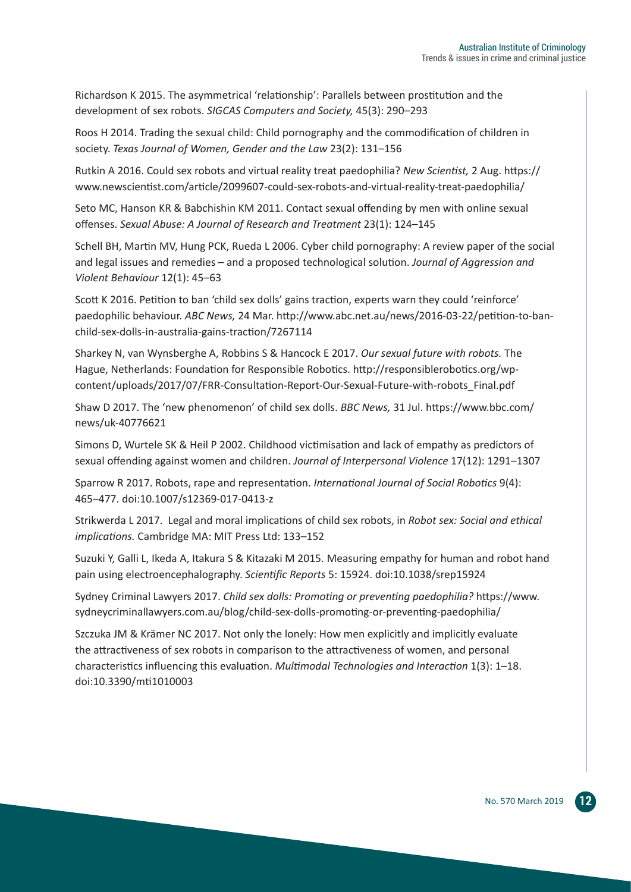Richardson K 2015. The asymmetrical 'relationship': Parallels between prostitution and the development of sex robots. *SIGCAS Computers and Society,* 45(3): 290–293

Roos H 2014. Trading the sexual child: Child pornography and the commodification of children in society. *Texas Journal of Women, Gender and the Law* 23(2): 131–156

Rutkin A 2016. Could sex robots and virtual reality treat paedophilia? *New Scientist,* 2 Aug. https://www.newscientist.com/article/2099607-could-sex-robots-and-virtual-reality-treat-paedophilia/

Seto MC, Hanson KR & Babchishin KM 2011. Contact sexual offending by men with online sexual offenses. *Sexual Abuse: A Journal of Research and Treatment* 23(1): 124–145

Schell BH, Martin MV, Hung PCK, Rueda L 2006. Cyber child pornography: A review paper of the social and legal issues and remedies – and a proposed technological solution. *Journal of Aggression and Violent Behaviour* 12(1): 45–63

Scott K 2016. Petition to ban 'child sex dolls' gains traction, experts warn they could 'reinforce' paedophilic behaviour. *ABC News,* 24 Mar. http://www.abc.net.au/news/2016-03-22/petition-to-ban-child-sex-dolls-in-australia-gains-traction/7267114

Sharkey N, van Wynsberghe A, Robbins S & Hancock E 2017. *Our sexual future with robots.* The Hague, Netherlands: Foundation for Responsible Robotics. http://responsiblerobotics.org/wp-content/uploads/2017/07/FRR-Consultation-Report-Our-Sexual-Future-with-robots_Final.pdf

Shaw D 2017. The 'new phenomenon' of child sex dolls. *BBC News,* 31 Jul. https://www.bbc.com/news/uk-40776621

Simons D, Wurtele SK & Heil P 2002. Childhood victimisation and lack of empathy as predictors of sexual offending against women and children. *Journal of Interpersonal Violence* 17(12): 1291–1307

Sparrow R 2017. Robots, rape and representation. *International Journal of Social Robotics* 9(4): 465–477. doi:10.1007/s12369-017-0413-z

Strikwerda L 2017. Legal and moral implications of child sex robots, in *Robot sex: Social and ethical implications.* Cambridge MA: MIT Press Ltd: 133–152

Suzuki Y, Galli L, Ikeda A, Itakura S & Kitazaki M 2015. Measuring empathy for human and robot hand pain using electroencephalography. *Scientific Reports* 5: 15924. doi:10.1038/srep15924

Sydney Criminal Lawyers 2017. *Child sex dolls: Promoting or preventing paedophilia?* https://www.sydneycriminallawyers.com.au/blog/child-sex-dolls-promoting-or-preventing-paedophilia/

Szczuka JM & Krämer NC 2017. Not only the lonely: How men explicitly and implicitly evaluate the attractiveness of sex robots in comparison to the attractiveness of women, and personal characteristics influencing this evaluation. *Multimodal Technologies and Interaction* 1(3): 1–18. doi:10.3390/mti1010003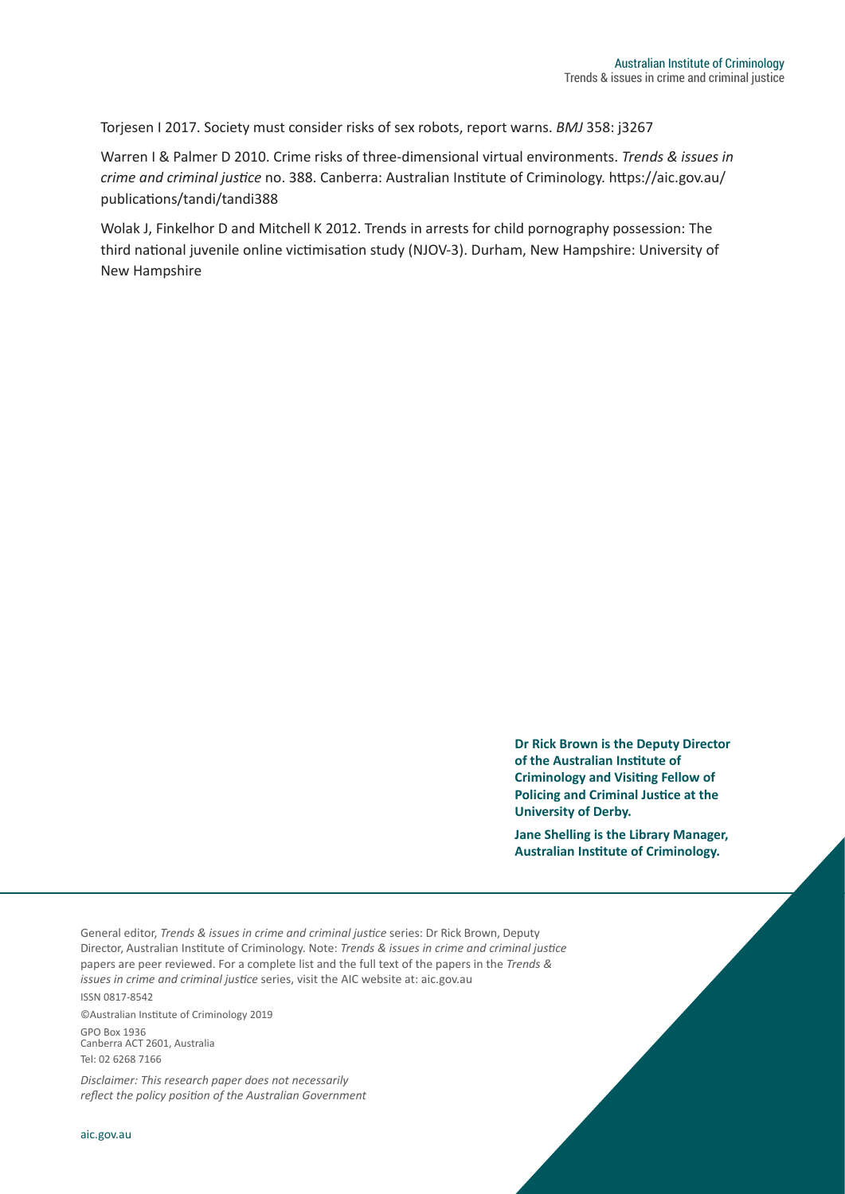Torjesen I 2017. Society must consider risks of sex robots, report warns. *BMJ* 358: j3267

Warren I & Palmer D 2010. Crime risks of three-dimensional virtual environments. *Trends & issues in crime and criminal justice* no. 388. Canberra: Australian Institute of Criminology. https://aic.gov.au/publications/tandi/tandi388

Wolak J, Finkelhor D and Mitchell K 2012. Trends in arrests for child pornography possession: The third national juvenile online victimisation study (NJOV-3). Durham, New Hampshire: University of New Hampshire

**Dr Rick Brown is the Deputy Director of the Australian Institute of Criminology and Visiting Fellow of Policing and Criminal Justice at the University of Derby.**

**Jane Shelling is the Library Manager, Australian Institute of Criminology.**

General editor, *Trends & issues in crime and criminal justice* series: Dr Rick Brown, Deputy Director, Australian Institute of Criminology. Note: *Trends & issues in crime and criminal justice* papers are peer reviewed. For a complete list and the full text of the papers in the *Trends & issues in crime and criminal justice* series, visit the AIC website at: aic.gov.au

ISSN 0817-8542

©Australian Institute of Criminology 2019

GPO Box 1936
Canberra ACT 2601, Australia
Tel: 02 6268 7166

*Disclaimer: This research paper does not necessarily reflect the policy position of the Australian Government*

aic.gov.au